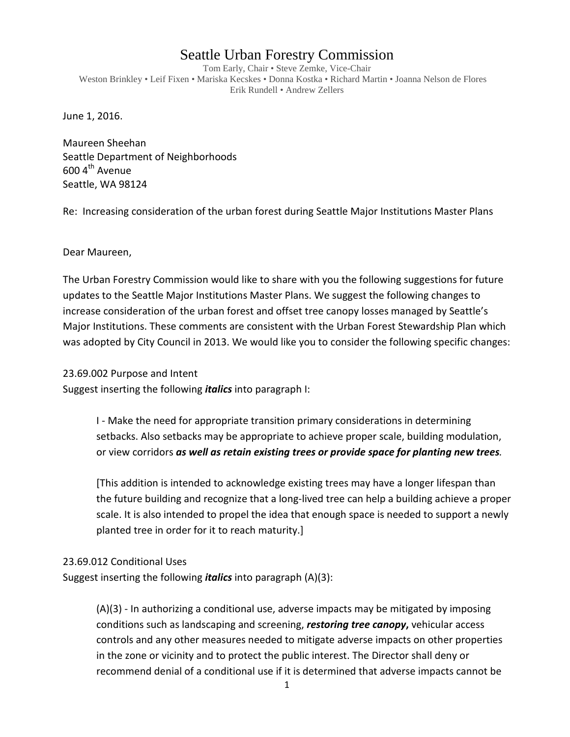# Seattle Urban Forestry Commission

Tom Early, Chair • Steve Zemke, Vice-Chair
Weston Brinkley • Leif Fixen • Mariska Kecskes • Donna Kostka • Richard Martin • Joanna Nelson de Flores
Erik Rundell • Andrew Zellers

June 1, 2016.

Maureen Sheehan
Seattle Department of Neighborhoods
600 4th Avenue
Seattle, WA 98124

Re: Increasing consideration of the urban forest during Seattle Major Institutions Master Plans

Dear Maureen,

The Urban Forestry Commission would like to share with you the following suggestions for future updates to the Seattle Major Institutions Master Plans. We suggest the following changes to increase consideration of the urban forest and offset tree canopy losses managed by Seattle's Major Institutions. These comments are consistent with the Urban Forest Stewardship Plan which was adopted by City Council in 2013. We would like you to consider the following specific changes:

23.69.002 Purpose and Intent
Suggest inserting the following ***italics*** into paragraph I:

> I - Make the need for appropriate transition primary considerations in determining setbacks. Also setbacks may be appropriate to achieve proper scale, building modulation, or view corridors ***as well as retain existing trees or provide space for planting new trees***.
>
> [This addition is intended to acknowledge existing trees may have a longer lifespan than the future building and recognize that a long-lived tree can help a building achieve a proper scale. It is also intended to propel the idea that enough space is needed to support a newly planted tree in order for it to reach maturity.]

23.69.012 Conditional Uses
Suggest inserting the following ***italics*** into paragraph (A)(3):

> (A)(3) - In authorizing a conditional use, adverse impacts may be mitigated by imposing conditions such as landscaping and screening, ***restoring tree canopy,*** vehicular access controls and any other measures needed to mitigate adverse impacts on other properties in the zone or vicinity and to protect the public interest. The Director shall deny or recommend denial of a conditional use if it is determined that adverse impacts cannot be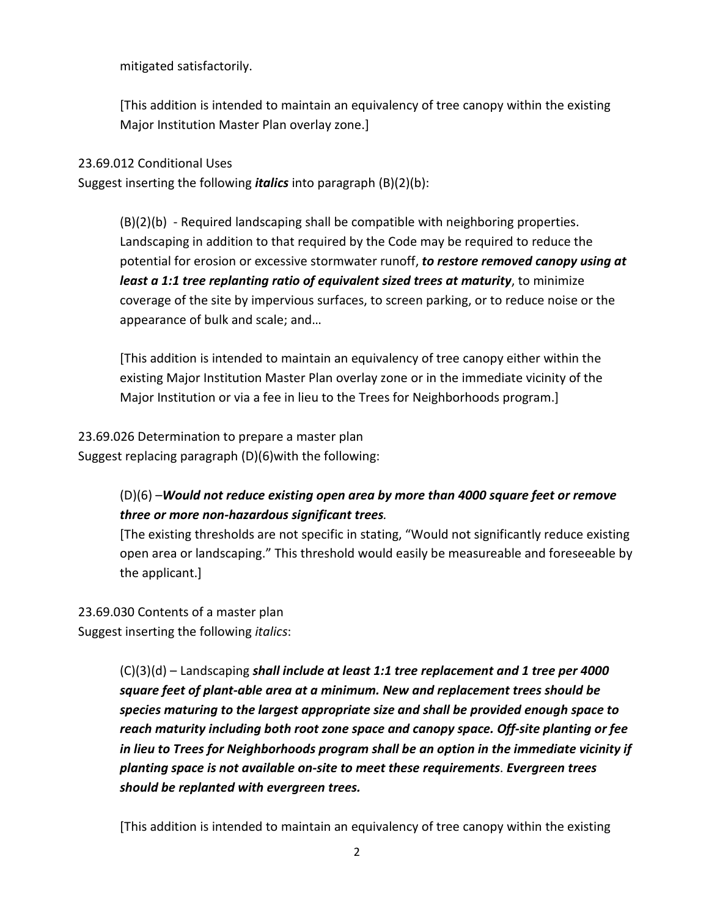mitigated satisfactorily.

[This addition is intended to maintain an equivalency of tree canopy within the existing Major Institution Master Plan overlay zone.]

23.69.012 Conditional Uses
Suggest inserting the following ***italics*** into paragraph (B)(2)(b):

(B)(2)(b) - Required landscaping shall be compatible with neighboring properties. Landscaping in addition to that required by the Code may be required to reduce the potential for erosion or excessive stormwater runoff, ***to restore removed canopy using at least a 1:1 tree replanting ratio of equivalent sized trees at maturity***, to minimize coverage of the site by impervious surfaces, to screen parking, or to reduce noise or the appearance of bulk and scale; and…

[This addition is intended to maintain an equivalency of tree canopy either within the existing Major Institution Master Plan overlay zone or in the immediate vicinity of the Major Institution or via a fee in lieu to the Trees for Neighborhoods program.]

23.69.026 Determination to prepare a master plan
Suggest replacing paragraph (D)(6)with the following:

(D)(6) –***Would not reduce existing open area by more than 4000 square feet or remove three or more non-hazardous significant trees****.*
[The existing thresholds are not specific in stating, "Would not significantly reduce existing open area or landscaping." This threshold would easily be measureable and foreseeable by the applicant.]

23.69.030 Contents of a master plan
Suggest inserting the following *italics*:

(C)(3)(d) – Landscaping ***shall include at least 1:1 tree replacement and 1 tree per 4000 square feet of plant-able area at a minimum. New and replacement trees should be species maturing to the largest appropriate size and shall be provided enough space to reach maturity including both root zone space and canopy space. Off-site planting or fee in lieu to Trees for Neighborhoods program shall be an option in the immediate vicinity if planting space is not available on-site to meet these requirements***. ***Evergreen trees should be replanted with evergreen trees.***

[This addition is intended to maintain an equivalency of tree canopy within the existing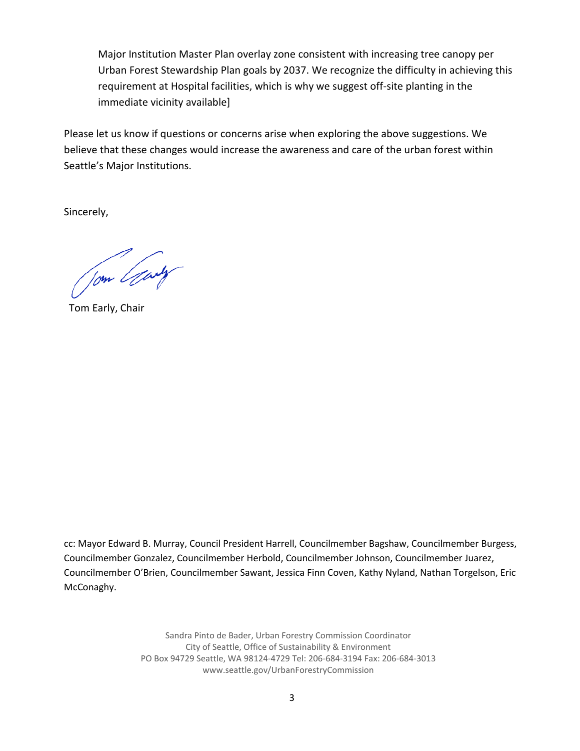Major Institution Master Plan overlay zone consistent with increasing tree canopy per Urban Forest Stewardship Plan goals by 2037. We recognize the difficulty in achieving this requirement at Hospital facilities, which is why we suggest off-site planting in the immediate vicinity available]

Please let us know if questions or concerns arise when exploring the above suggestions. We believe that these changes would increase the awareness and care of the urban forest within Seattle's Major Institutions.

Sincerely,

Tom Early, Chair

cc: Mayor Edward B. Murray, Council President Harrell, Councilmember Bagshaw, Councilmember Burgess, Councilmember Gonzalez, Councilmember Herbold, Councilmember Johnson, Councilmember Juarez, Councilmember O'Brien, Councilmember Sawant, Jessica Finn Coven, Kathy Nyland, Nathan Torgelson, Eric McConaghy.

Sandra Pinto de Bader, Urban Forestry Commission Coordinator
City of Seattle, Office of Sustainability & Environment
PO Box 94729 Seattle, WA 98124-4729 Tel: 206-684-3194 Fax: 206-684-3013
www.seattle.gov/UrbanForestryCommission